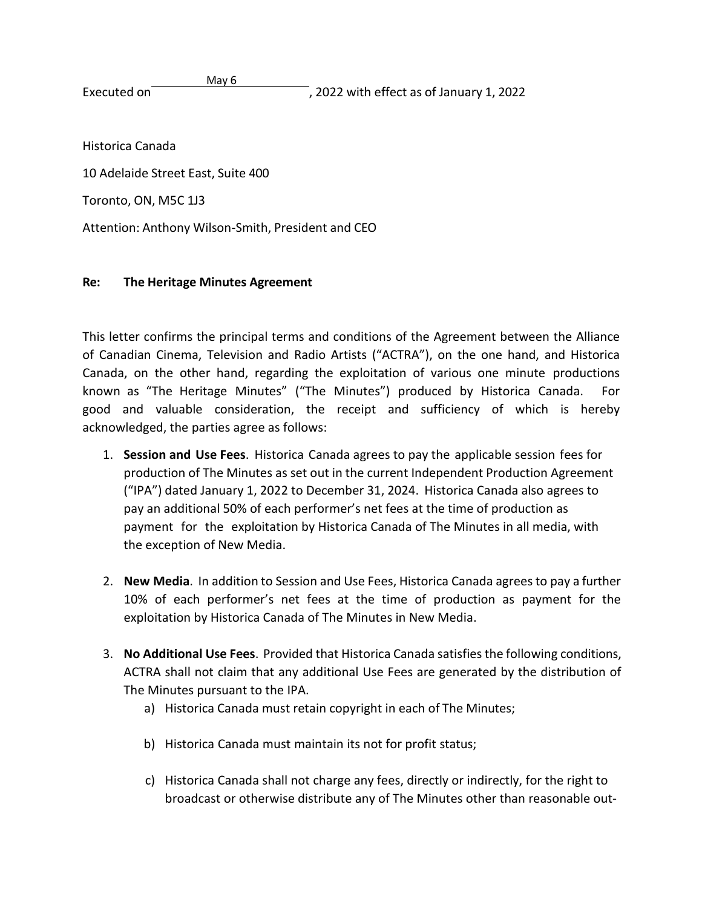Executed on May 6, 2022 with effect as of January 1, 2022

Historica Canada

10 Adelaide Street East, Suite 400

Toronto, ON, M5C 1J3

Attention: Anthony Wilson-Smith, President and CEO

**Re: The Heritage Minutes Agreement**

This letter confirms the principal terms and conditions of the Agreement between the Alliance of Canadian Cinema, Television and Radio Artists ("ACTRA"), on the one hand, and Historica Canada, on the other hand, regarding the exploitation of various one minute productions known as "The Heritage Minutes" ("The Minutes") produced by Historica Canada. For good and valuable consideration, the receipt and sufficiency of which is hereby acknowledged, the parties agree as follows:

1. **Session and Use Fees**. Historica Canada agrees to pay the applicable session fees for production of The Minutes as set out in the current Independent Production Agreement ("IPA") dated January 1, 2022 to December 31, 2024. Historica Canada also agrees to pay an additional 50% of each performer's net fees at the time of production as payment for the exploitation by Historica Canada of The Minutes in all media, with the exception of New Media.

2. **New Media**. In addition to Session and Use Fees, Historica Canada agrees to pay a further 10% of each performer's net fees at the time of production as payment for the exploitation by Historica Canada of The Minutes in New Media.

3. **No Additional Use Fees**. Provided that Historica Canada satisfies the following conditions, ACTRA shall not claim that any additional Use Fees are generated by the distribution of The Minutes pursuant to the IPA.
   a) Historica Canada must retain copyright in each of The Minutes;

   b) Historica Canada must maintain its not for profit status;

   c) Historica Canada shall not charge any fees, directly or indirectly, for the right to broadcast or otherwise distribute any of The Minutes other than reasonable out-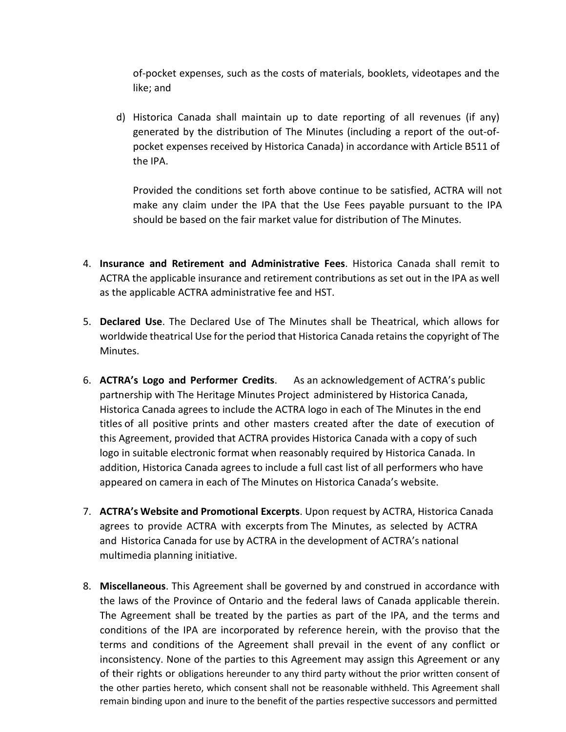of-pocket expenses, such as the costs of materials, booklets, videotapes and the like; and

d) Historica Canada shall maintain up to date reporting of all revenues (if any) generated by the distribution of The Minutes (including a report of the out-of-pocket expenses received by Historica Canada) in accordance with Article B511 of the IPA.

   Provided the conditions set forth above continue to be satisfied, ACTRA will not make any claim under the IPA that the Use Fees payable pursuant to the IPA should be based on the fair market value for distribution of The Minutes.

4. **Insurance and Retirement and Administrative Fees**. Historica Canada shall remit to ACTRA the applicable insurance and retirement contributions as set out in the IPA as well as the applicable ACTRA administrative fee and HST.

5. **Declared Use**. The Declared Use of The Minutes shall be Theatrical, which allows for worldwide theatrical Use for the period that Historica Canada retains the copyright of The Minutes.

6. **ACTRA's Logo and Performer Credits**. As an acknowledgement of ACTRA's public partnership with The Heritage Minutes Project administered by Historica Canada, Historica Canada agrees to include the ACTRA logo in each of The Minutes in the end titles of all positive prints and other masters created after the date of execution of this Agreement, provided that ACTRA provides Historica Canada with a copy of such logo in suitable electronic format when reasonably required by Historica Canada. In addition, Historica Canada agrees to include a full cast list of all performers who have appeared on camera in each of The Minutes on Historica Canada's website.

7. **ACTRA's Website and Promotional Excerpts**. Upon request by ACTRA, Historica Canada agrees to provide ACTRA with excerpts from The Minutes, as selected by ACTRA and Historica Canada for use by ACTRA in the development of ACTRA's national multimedia planning initiative.

8. **Miscellaneous**. This Agreement shall be governed by and construed in accordance with the laws of the Province of Ontario and the federal laws of Canada applicable therein. The Agreement shall be treated by the parties as part of the IPA, and the terms and conditions of the IPA are incorporated by reference herein, with the proviso that the terms and conditions of the Agreement shall prevail in the event of any conflict or inconsistency. None of the parties to this Agreement may assign this Agreement or any of their rights or obligations hereunder to any third party without the prior written consent of the other parties hereto, which consent shall not be reasonable withheld. This Agreement shall remain binding upon and inure to the benefit of the parties respective successors and permitted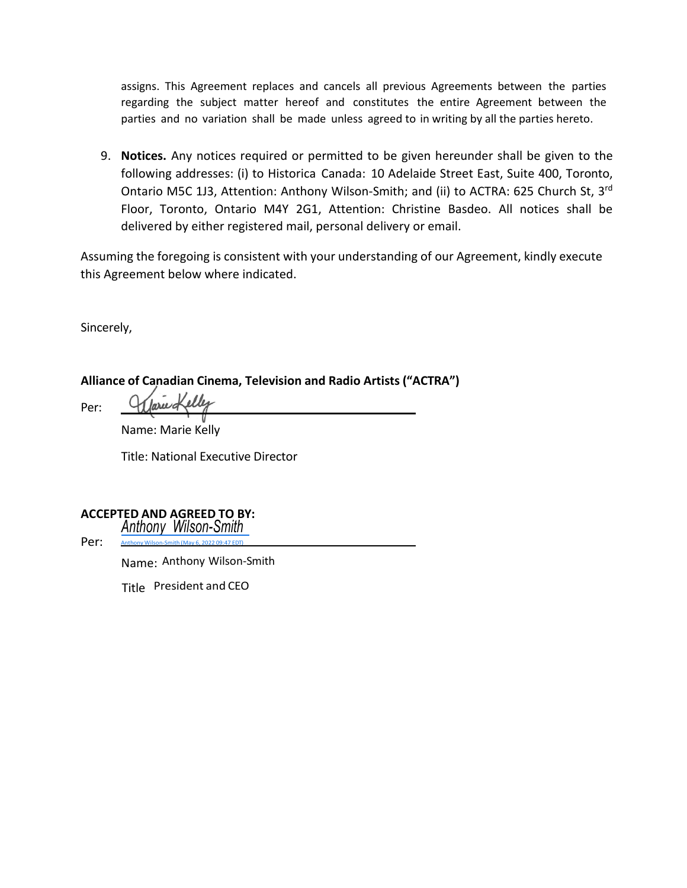assigns. This Agreement replaces and cancels all previous Agreements between the parties regarding the subject matter hereof and constitutes the entire Agreement between the parties and no variation shall be made unless agreed to in writing by all the parties hereto.

9. **Notices.** Any notices required or permitted to be given hereunder shall be given to the following addresses: (i) to Historica Canada: 10 Adelaide Street East, Suite 400, Toronto, Ontario M5C 1J3, Attention: Anthony Wilson-Smith; and (ii) to ACTRA: 625 Church St, 3rd Floor, Toronto, Ontario M4Y 2G1, Attention: Christine Basdeo. All notices shall be delivered by either registered mail, personal delivery or email.

Assuming the foregoing is consistent with your understanding of our Agreement, kindly execute this Agreement below where indicated.

Sincerely,

**Alliance of Canadian Cinema, Television and Radio Artists ("ACTRA")**

Per: Marie Kelly

Name: Marie Kelly

Title: National Executive Director

**ACCEPTED AND AGREED TO BY:**

Per: *Anthony Wilson-Smith*
Anthony Wilson-Smith (May 6, 2022 09:47 EDT)

Name: Anthony Wilson-Smith

Title President and CEO